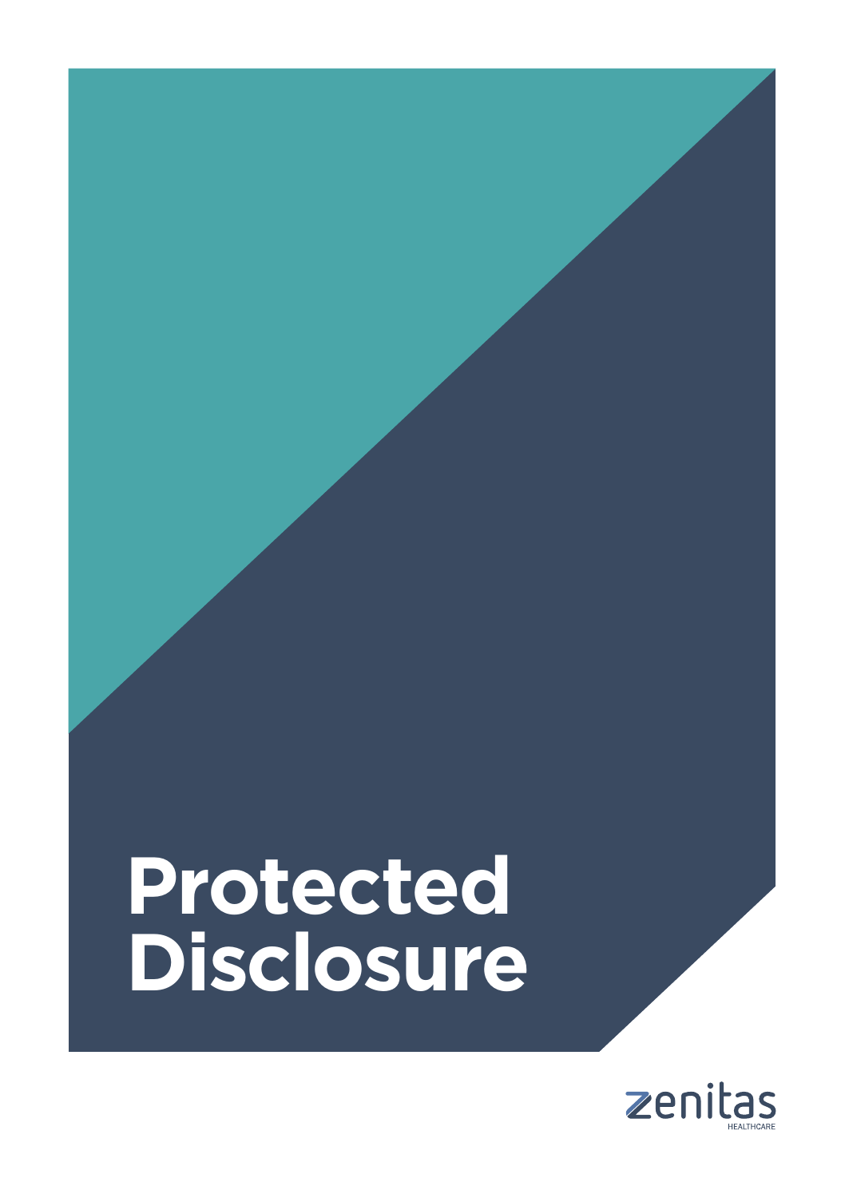# Protected Disclosure

zenitas
HEALTHCARE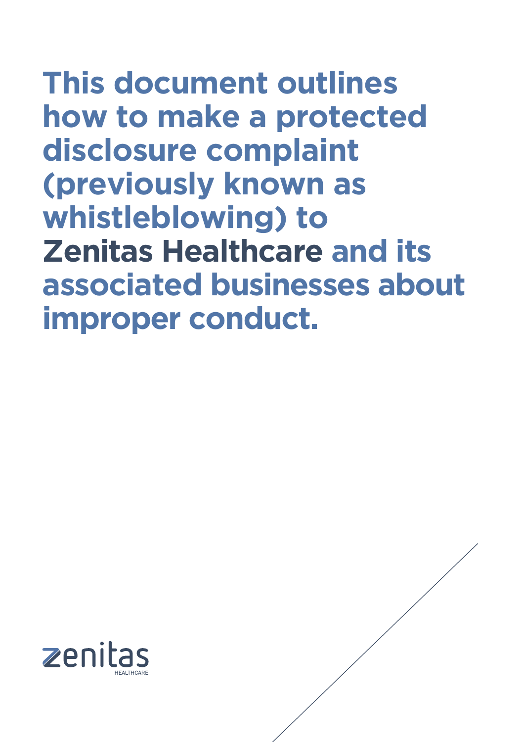# This document outlines how to make a protected disclosure complaint (previously known as whistleblowing) to **Zenitas Healthcare** and its associated businesses about improper conduct.

zenitas
HEALTHCARE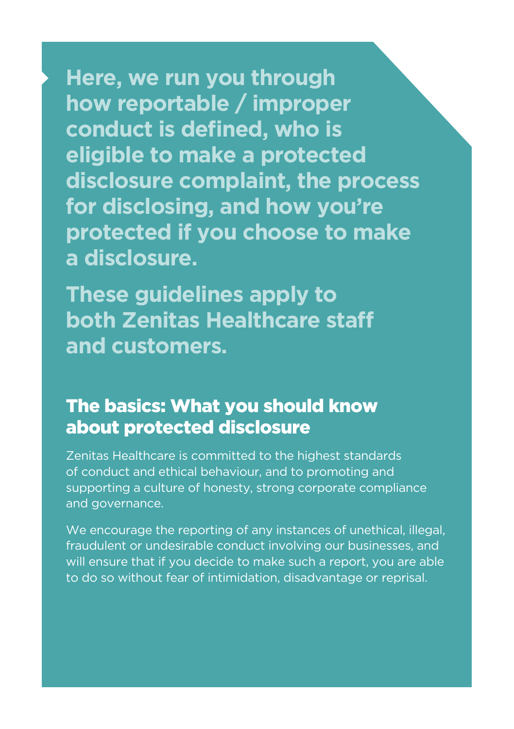**Here, we run you through how reportable / improper conduct is defined, who is eligible to make a protected disclosure complaint, the process for disclosing, and how you're protected if you choose to make a disclosure.**

**These guidelines apply to both Zenitas Healthcare staff and customers.**

## The basics: What you should know about protected disclosure

Zenitas Healthcare is committed to the highest standards of conduct and ethical behaviour, and to promoting and supporting a culture of honesty, strong corporate compliance and governance.

We encourage the reporting of any instances of unethical, illegal, fraudulent or undesirable conduct involving our businesses, and will ensure that if you decide to make such a report, you are able to do so without fear of intimidation, disadvantage or reprisal.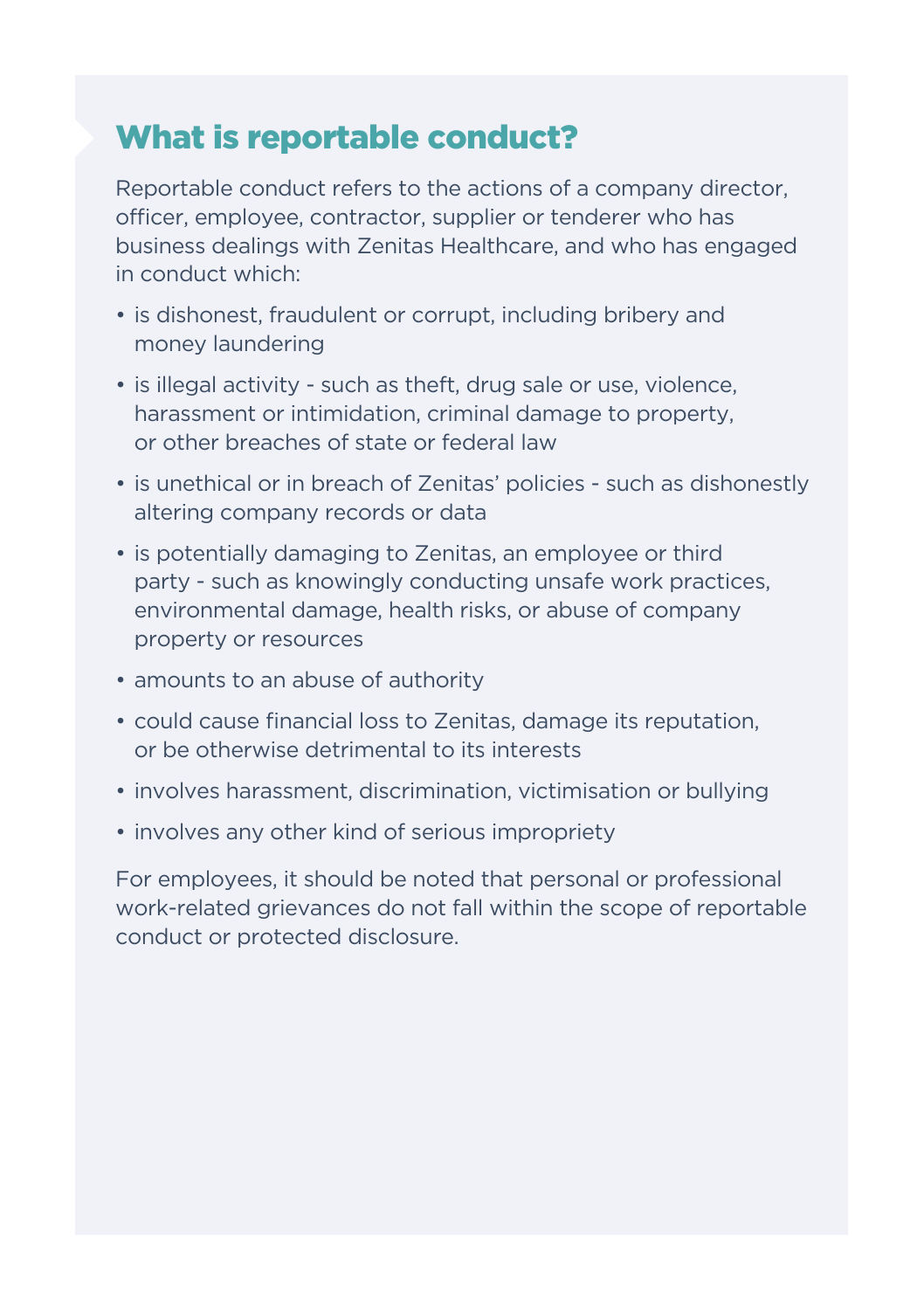## What is reportable conduct?

Reportable conduct refers to the actions of a company director, officer, employee, contractor, supplier or tenderer who has business dealings with Zenitas Healthcare, and who has engaged in conduct which:

- is dishonest, fraudulent or corrupt, including bribery and money laundering
- is illegal activity - such as theft, drug sale or use, violence, harassment or intimidation, criminal damage to property, or other breaches of state or federal law
- is unethical or in breach of Zenitas' policies - such as dishonestly altering company records or data
- is potentially damaging to Zenitas, an employee or third party - such as knowingly conducting unsafe work practices, environmental damage, health risks, or abuse of company property or resources
- amounts to an abuse of authority
- could cause financial loss to Zenitas, damage its reputation, or be otherwise detrimental to its interests
- involves harassment, discrimination, victimisation or bullying
- involves any other kind of serious impropriety

For employees, it should be noted that personal or professional work-related grievances do not fall within the scope of reportable conduct or protected disclosure.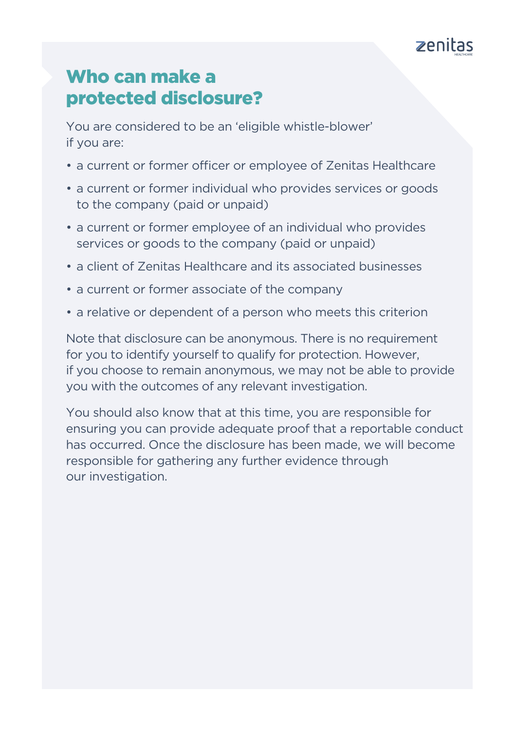## Who can make a protected disclosure?

You are considered to be an 'eligible whistle-blower' if you are:

- a current or former officer or employee of Zenitas Healthcare
- a current or former individual who provides services or goods to the company (paid or unpaid)
- a current or former employee of an individual who provides services or goods to the company (paid or unpaid)
- a client of Zenitas Healthcare and its associated businesses
- a current or former associate of the company
- a relative or dependent of a person who meets this criterion

Note that disclosure can be anonymous. There is no requirement for you to identify yourself to qualify for protection. However, if you choose to remain anonymous, we may not be able to provide you with the outcomes of any relevant investigation.

You should also know that at this time, you are responsible for ensuring you can provide adequate proof that a reportable conduct has occurred. Once the disclosure has been made, we will become responsible for gathering any further evidence through our investigation.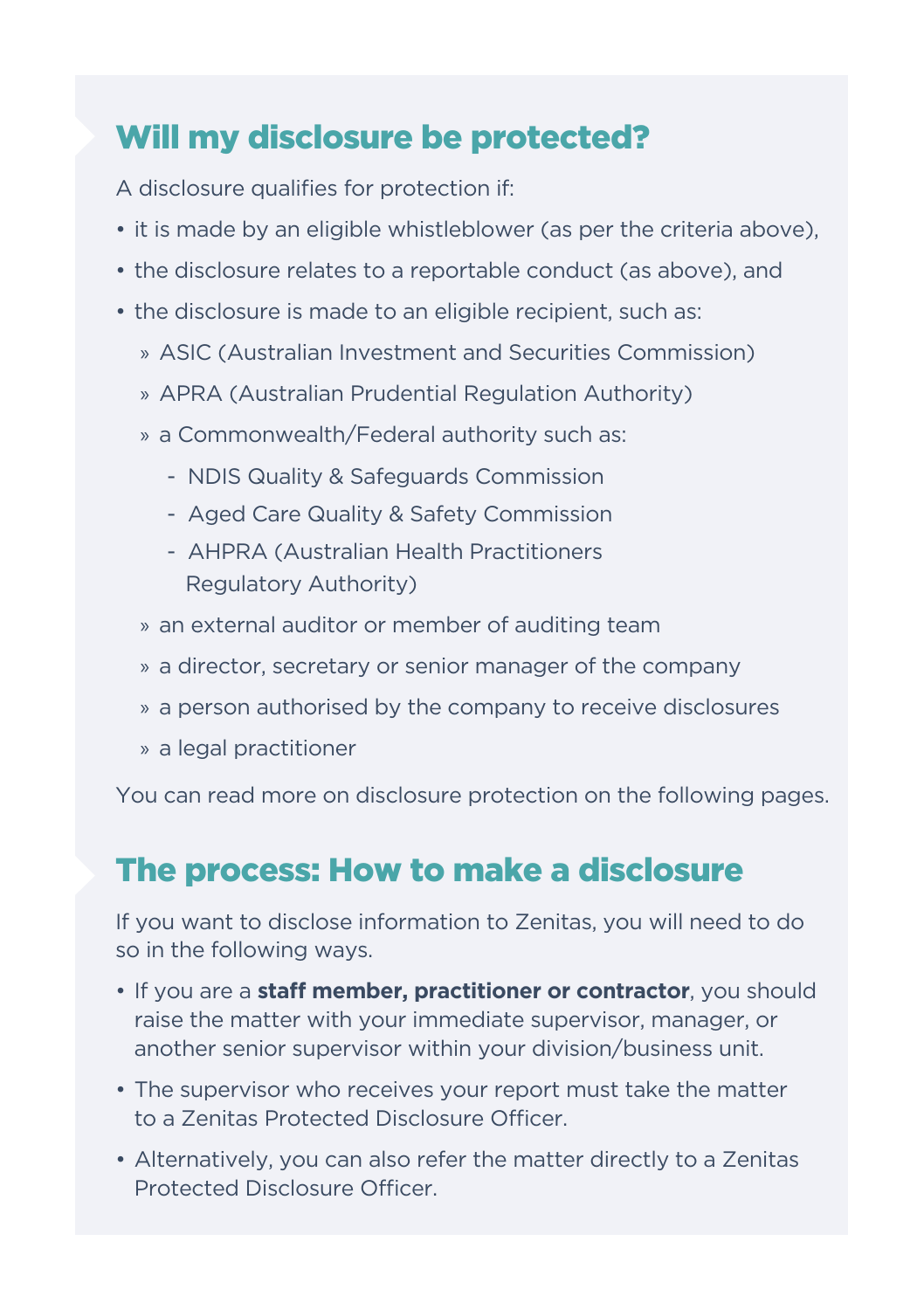## Will my disclosure be protected?

A disclosure qualifies for protection if:

- it is made by an eligible whistleblower (as per the criteria above),
- the disclosure relates to a reportable conduct (as above), and
- the disclosure is made to an eligible recipient, such as:
  - ASIC (Australian Investment and Securities Commission)
  - APRA (Australian Prudential Regulation Authority)
  - a Commonwealth/Federal authority such as:
    - NDIS Quality & Safeguards Commission
    - Aged Care Quality & Safety Commission
    - AHPRA (Australian Health Practitioners Regulatory Authority)
  - an external auditor or member of auditing team
  - a director, secretary or senior manager of the company
  - a person authorised by the company to receive disclosures
  - a legal practitioner

You can read more on disclosure protection on the following pages.

## The process: How to make a disclosure

If you want to disclose information to Zenitas, you will need to do so in the following ways.

- If you are a **staff member, practitioner or contractor**, you should raise the matter with your immediate supervisor, manager, or another senior supervisor within your division/business unit.
- The supervisor who receives your report must take the matter to a Zenitas Protected Disclosure Officer.
- Alternatively, you can also refer the matter directly to a Zenitas Protected Disclosure Officer.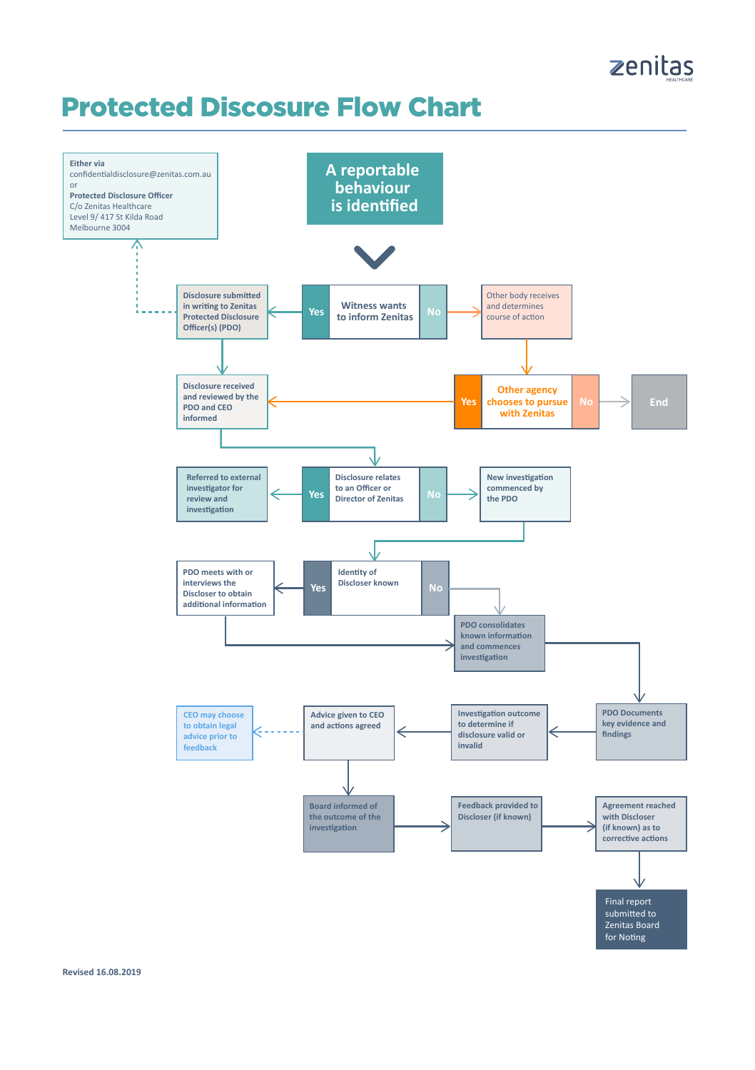# Protected Discosure Flow Chart

**Either via**
confidentialdisclosure@zenitas.com.au
or
**Protected Disclosure Officer**
C/o Zenitas Healthcare
Level 9/ 417 St Kilda Road
Melbourne 3004

**A reportable behaviour is identified**

**Witness wants to inform Zenitas**

- **Yes** → Disclosure submitted in writing to Zenitas Protected Disclosure Officer(s) (PDO)
- **No** → Other body receives and determines course of action

**Other agency chooses to pursue with Zenitas**

- **Yes** → Disclosure received and reviewed by the PDO and CEO informed
- **No** → End

**Disclosure relates to an Officer or Director of Zenitas**

- **Yes** → Referred to external investigator for review and investigation
- **No** → New investigation commenced by the PDO

**Identity of Discloser known**

- **Yes** → PDO meets with or interviews the Discloser to obtain additional information
- **No** → PDO consolidates known information and commences investigation

PDO Documents key evidence and findings

Investigation outcome to determine if disclosure valid or invalid

Advice given to CEO and actions agreed

CEO may choose to obtain legal advice prior to feedback

Board informed of the outcome of the investigation

Feedback provided to Discloser (if known)

Agreement reached with Discloser (if known) as to corrective actions

Final report submitted to Zenitas Board for Noting

Revised 16.08.2019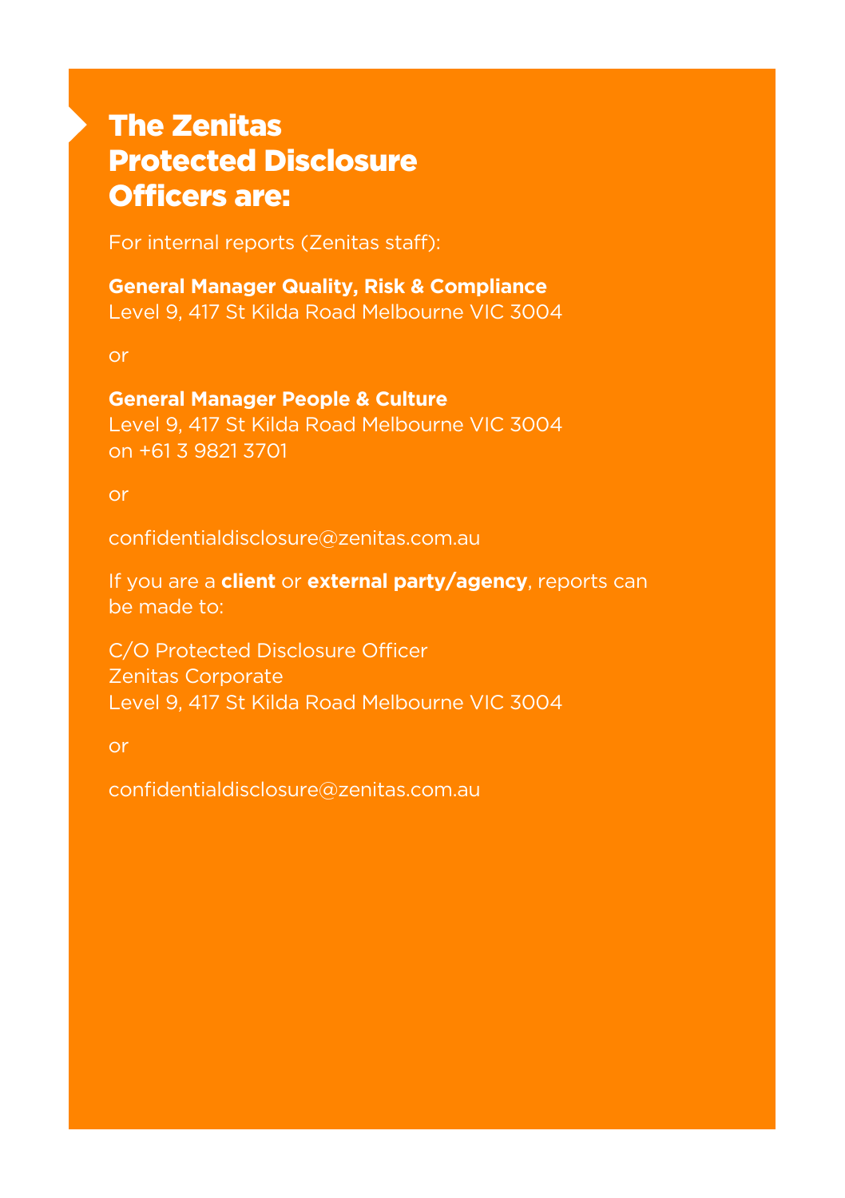# The Zenitas Protected Disclosure Officers are:

For internal reports (Zenitas staff):

**General Manager Quality, Risk & Compliance**
Level 9, 417 St Kilda Road Melbourne VIC 3004

or

**General Manager People & Culture**
Level 9, 417 St Kilda Road Melbourne VIC 3004
on +61 3 9821 3701

or

confidentialdisclosure@zenitas.com.au

If you are a **client** or **external party/agency**, reports can be made to:

C/O Protected Disclosure Officer
Zenitas Corporate
Level 9, 417 St Kilda Road Melbourne VIC 3004

or

confidentialdisclosure@zenitas.com.au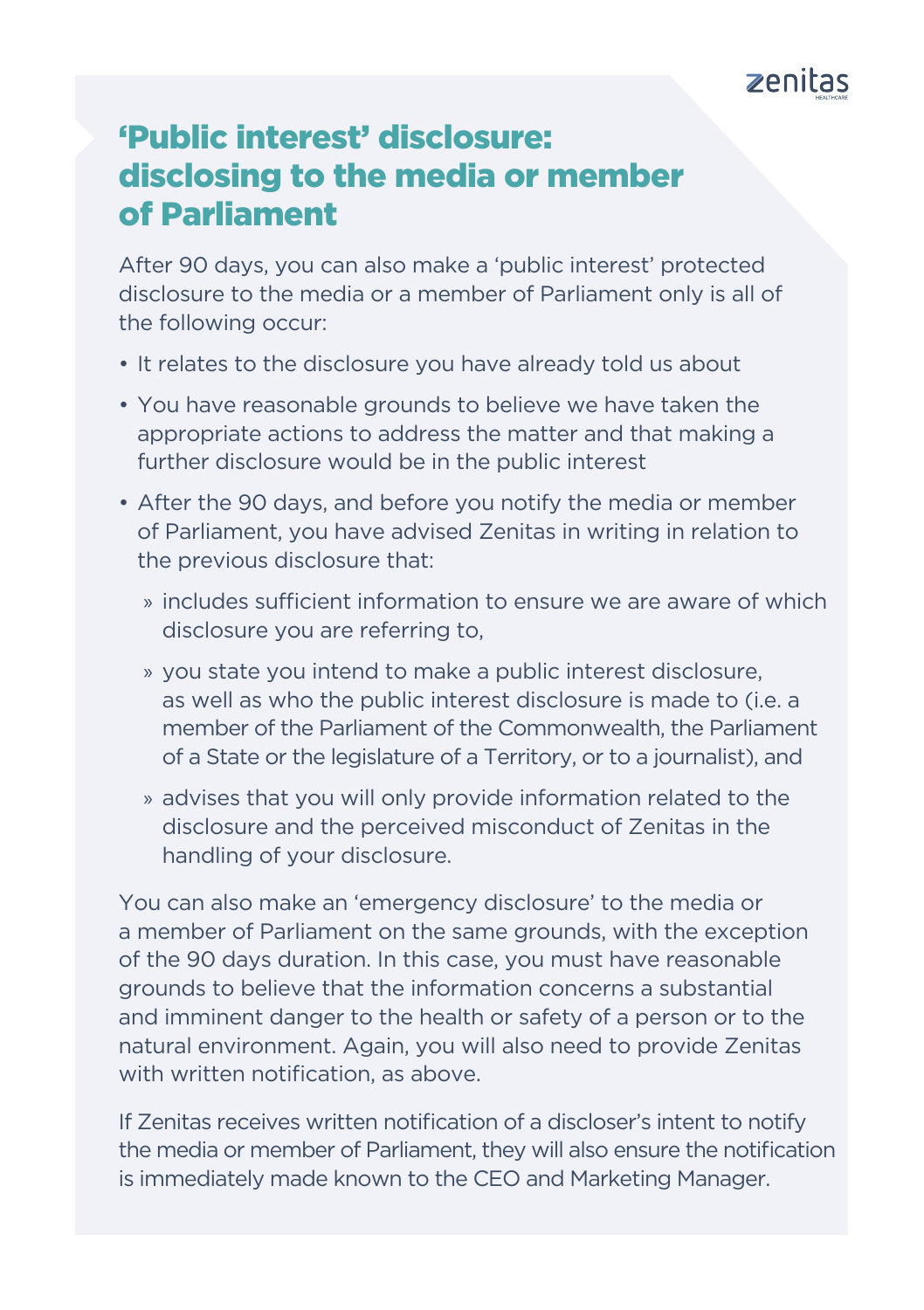## 'Public interest' disclosure: disclosing to the media or member of Parliament

After 90 days, you can also make a 'public interest' protected disclosure to the media or a member of Parliament only is all of the following occur:

- It relates to the disclosure you have already told us about
- You have reasonable grounds to believe we have taken the appropriate actions to address the matter and that making a further disclosure would be in the public interest
- After the 90 days, and before you notify the media or member of Parliament, you have advised Zenitas in writing in relation to the previous disclosure that:
  - includes sufficient information to ensure we are aware of which disclosure you are referring to,
  - you state you intend to make a public interest disclosure, as well as who the public interest disclosure is made to (i.e. a member of the Parliament of the Commonwealth, the Parliament of a State or the legislature of a Territory, or to a journalist), and
  - advises that you will only provide information related to the disclosure and the perceived misconduct of Zenitas in the handling of your disclosure.

You can also make an 'emergency disclosure' to the media or a member of Parliament on the same grounds, with the exception of the 90 days duration. In this case, you must have reasonable grounds to believe that the information concerns a substantial and imminent danger to the health or safety of a person or to the natural environment. Again, you will also need to provide Zenitas with written notification, as above.

If Zenitas receives written notification of a discloser's intent to notify the media or member of Parliament, they will also ensure the notification is immediately made known to the CEO and Marketing Manager.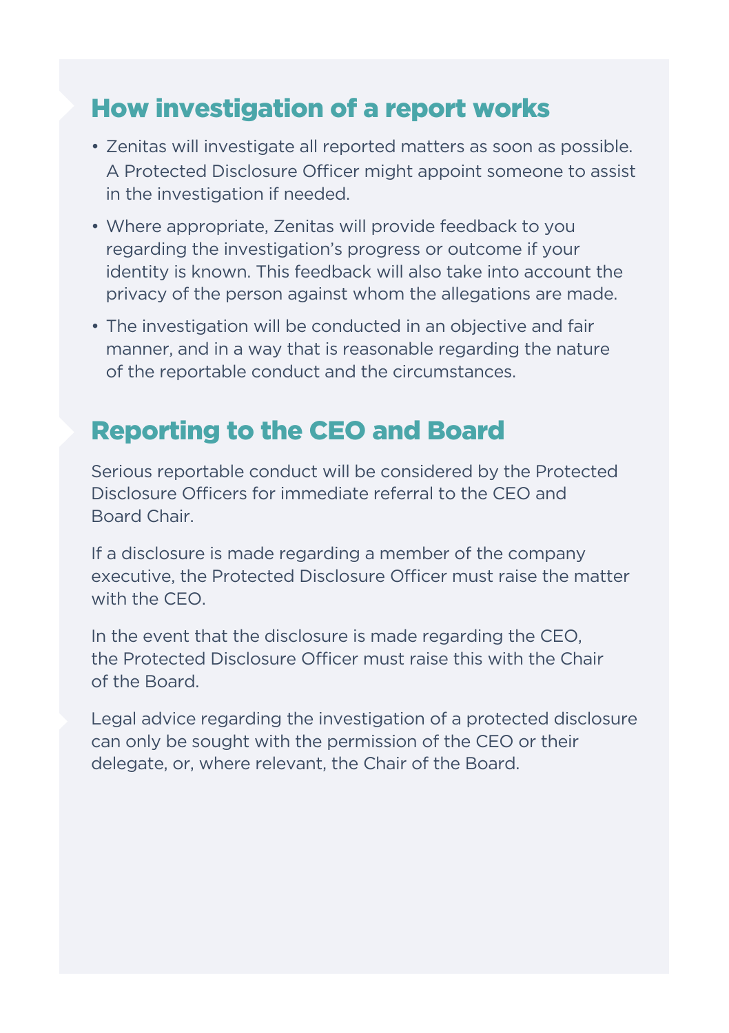## How investigation of a report works

- Zenitas will investigate all reported matters as soon as possible. A Protected Disclosure Officer might appoint someone to assist in the investigation if needed.
- Where appropriate, Zenitas will provide feedback to you regarding the investigation's progress or outcome if your identity is known. This feedback will also take into account the privacy of the person against whom the allegations are made.
- The investigation will be conducted in an objective and fair manner, and in a way that is reasonable regarding the nature of the reportable conduct and the circumstances.

## Reporting to the CEO and Board

Serious reportable conduct will be considered by the Protected Disclosure Officers for immediate referral to the CEO and Board Chair.

If a disclosure is made regarding a member of the company executive, the Protected Disclosure Officer must raise the matter with the CEO.

In the event that the disclosure is made regarding the CEO, the Protected Disclosure Officer must raise this with the Chair of the Board.

Legal advice regarding the investigation of a protected disclosure can only be sought with the permission of the CEO or their delegate, or, where relevant, the Chair of the Board.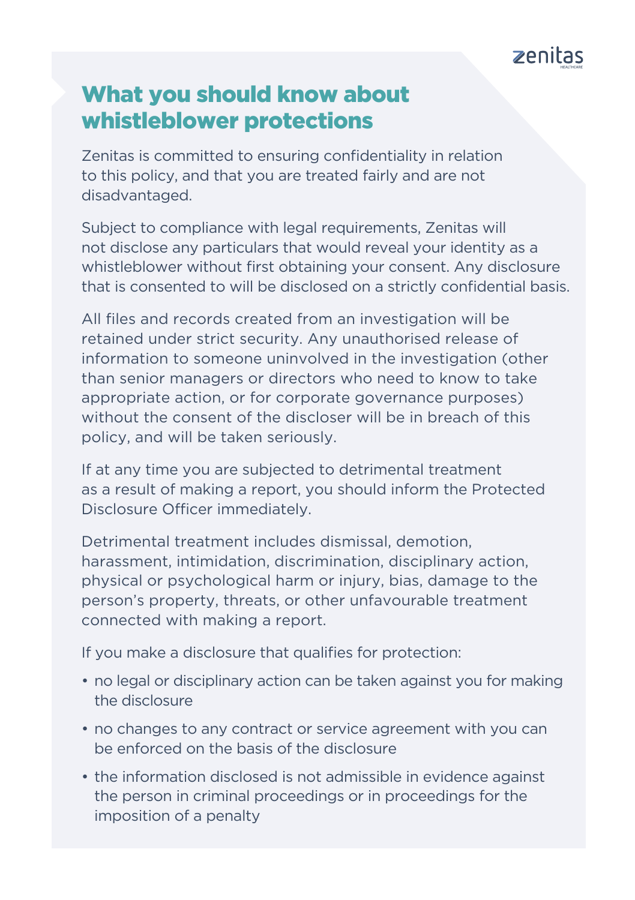## What you should know about whistleblower protections

Zenitas is committed to ensuring confidentiality in relation to this policy, and that you are treated fairly and are not disadvantaged.

Subject to compliance with legal requirements, Zenitas will not disclose any particulars that would reveal your identity as a whistleblower without first obtaining your consent. Any disclosure that is consented to will be disclosed on a strictly confidential basis.

All files and records created from an investigation will be retained under strict security. Any unauthorised release of information to someone uninvolved in the investigation (other than senior managers or directors who need to know to take appropriate action, or for corporate governance purposes) without the consent of the discloser will be in breach of this policy, and will be taken seriously.

If at any time you are subjected to detrimental treatment as a result of making a report, you should inform the Protected Disclosure Officer immediately.

Detrimental treatment includes dismissal, demotion, harassment, intimidation, discrimination, disciplinary action, physical or psychological harm or injury, bias, damage to the person's property, threats, or other unfavourable treatment connected with making a report.

If you make a disclosure that qualifies for protection:

- no legal or disciplinary action can be taken against you for making the disclosure
- no changes to any contract or service agreement with you can be enforced on the basis of the disclosure
- the information disclosed is not admissible in evidence against the person in criminal proceedings or in proceedings for the imposition of a penalty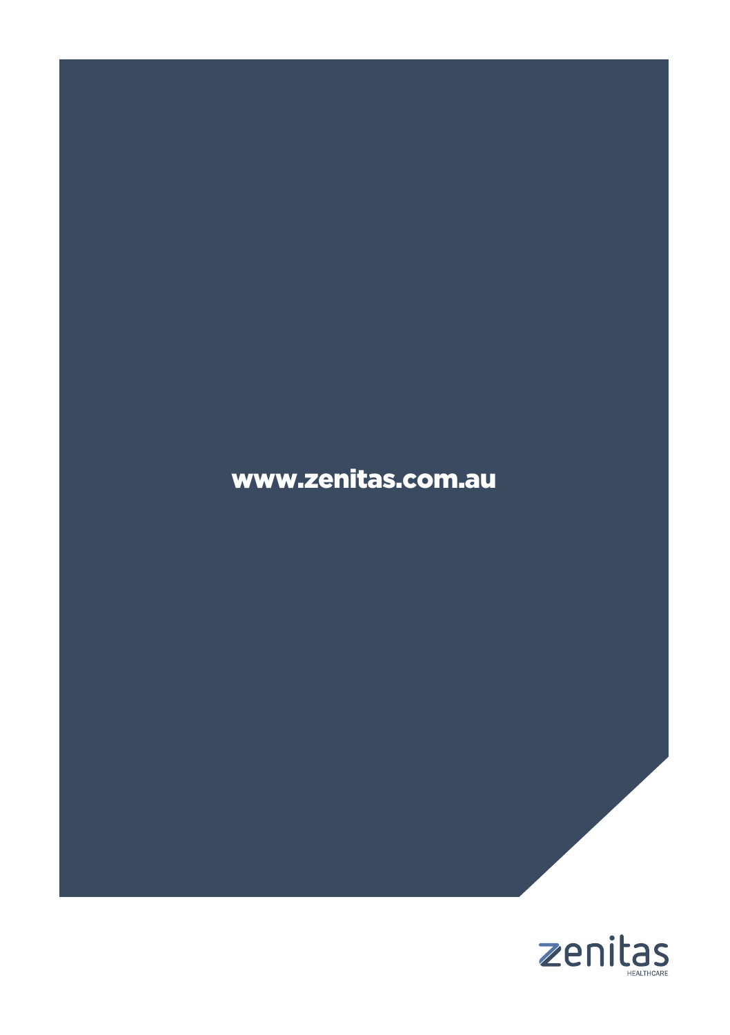www.zenitas.com.au

zenitas

HEALTHCARE